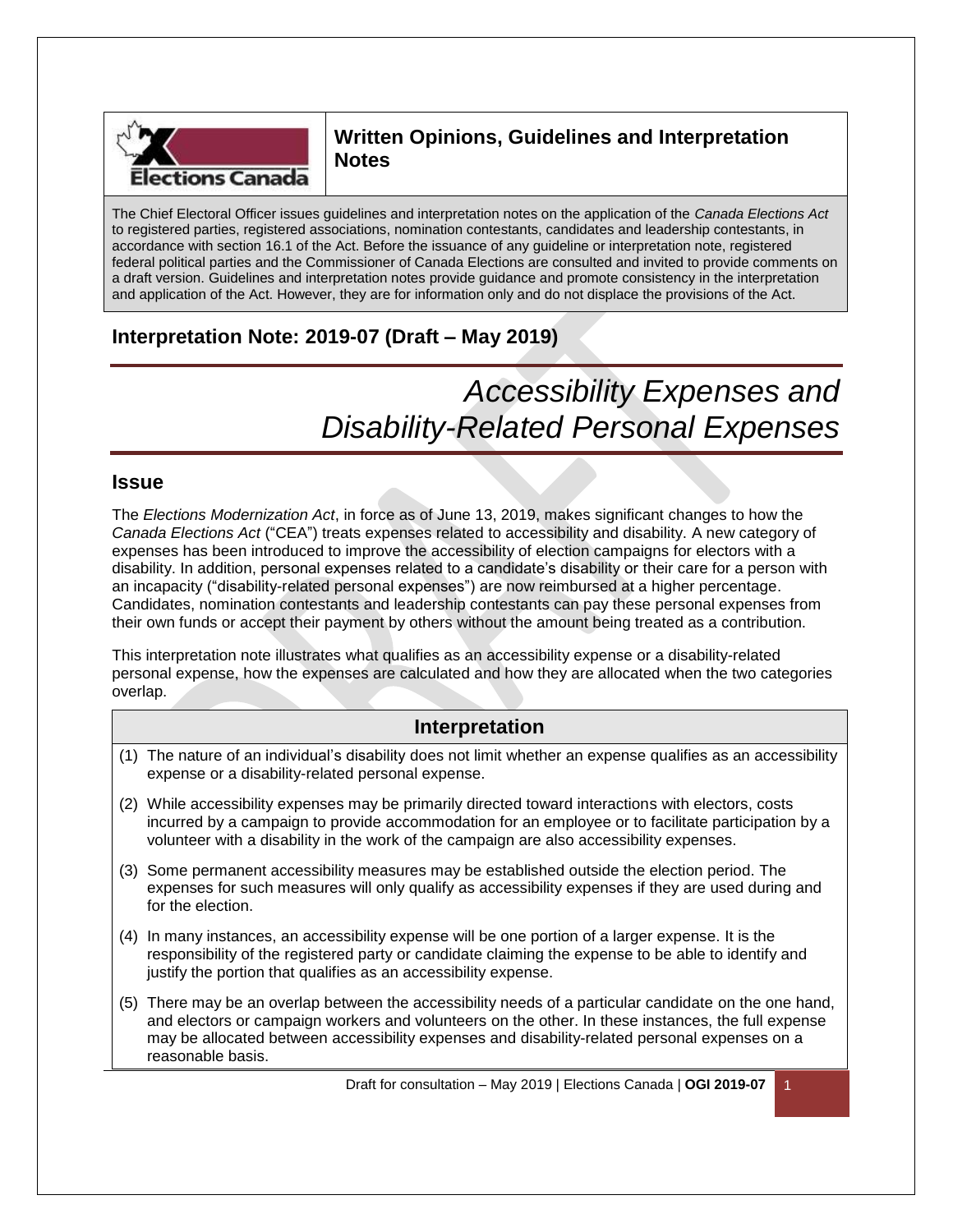## Written Opinions, Guidelines and Interpretation Notes

The Chief Electoral Officer issues guidelines and interpretation notes on the application of the *Canada Elections Act* to registered parties, registered associations, nomination contestants, candidates and leadership contestants, in accordance with section 16.1 of the Act. Before the issuance of any guideline or interpretation note, registered federal political parties and the Commissioner of Canada Elections are consulted and invited to provide comments on a draft version. Guidelines and interpretation notes provide guidance and promote consistency in the interpretation and application of the Act. However, they are for information only and do not displace the provisions of the Act.

## Interpretation Note: 2019-07 (Draft – May 2019)

# *Accessibility Expenses and Disability-Related Personal Expenses*

## Issue

The *Elections Modernization Act*, in force as of June 13, 2019, makes significant changes to how the *Canada Elections Act* ("CEA") treats expenses related to accessibility and disability. A new category of expenses has been introduced to improve the accessibility of election campaigns for electors with a disability. In addition, personal expenses related to a candidate's disability or their care for a person with an incapacity ("disability-related personal expenses") are now reimbursed at a higher percentage. Candidates, nomination contestants and leadership contestants can pay these personal expenses from their own funds or accept their payment by others without the amount being treated as a contribution.

This interpretation note illustrates what qualifies as an accessibility expense or a disability-related personal expense, how the expenses are calculated and how they are allocated when the two categories overlap.

## Interpretation

(1) The nature of an individual's disability does not limit whether an expense qualifies as an accessibility expense or a disability-related personal expense.

(2) While accessibility expenses may be primarily directed toward interactions with electors, costs incurred by a campaign to provide accommodation for an employee or to facilitate participation by a volunteer with a disability in the work of the campaign are also accessibility expenses.

(3) Some permanent accessibility measures may be established outside the election period. The expenses for such measures will only qualify as accessibility expenses if they are used during and for the election.

(4) In many instances, an accessibility expense will be one portion of a larger expense. It is the responsibility of the registered party or candidate claiming the expense to be able to identify and justify the portion that qualifies as an accessibility expense.

(5) There may be an overlap between the accessibility needs of a particular candidate on the one hand, and electors or campaign workers and volunteers on the other. In these instances, the full expense may be allocated between accessibility expenses and disability-related personal expenses on a reasonable basis.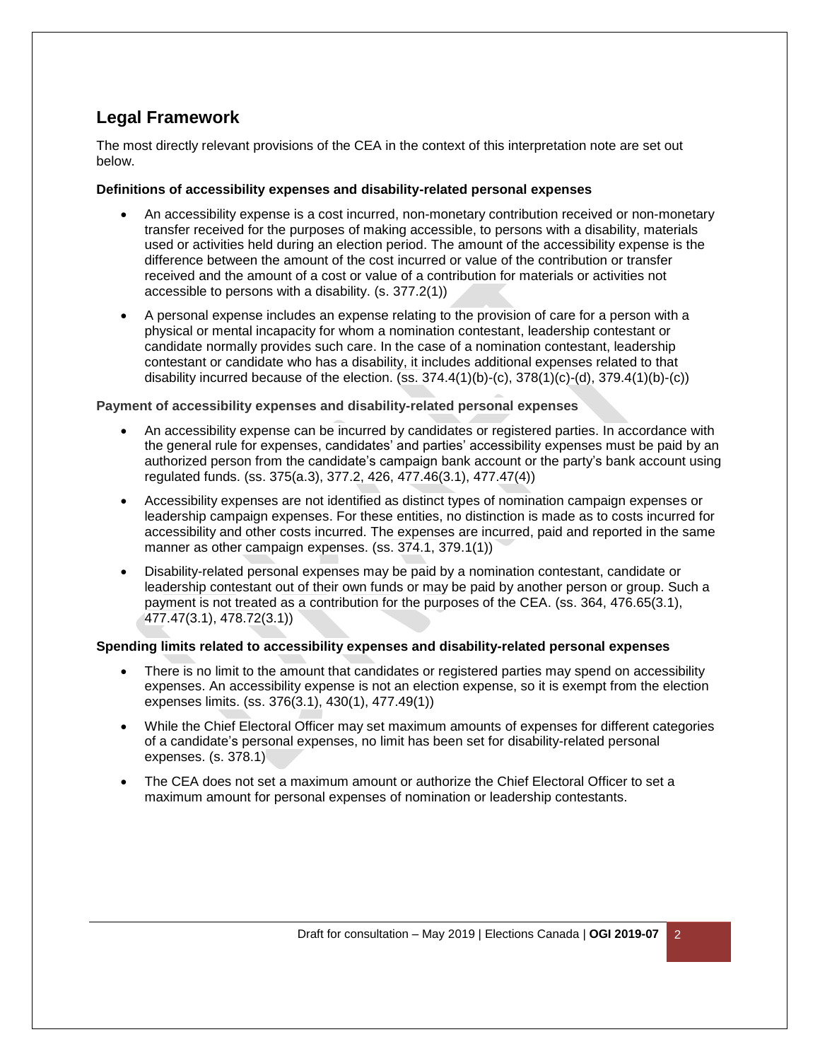## Legal Framework

The most directly relevant provisions of the CEA in the context of this interpretation note are set out below.

**Definitions of accessibility expenses and disability-related personal expenses**

- An accessibility expense is a cost incurred, non-monetary contribution received or non-monetary transfer received for the purposes of making accessible, to persons with a disability, materials used or activities held during an election period. The amount of the accessibility expense is the difference between the amount of the cost incurred or value of the contribution or transfer received and the amount of a cost or value of a contribution for materials or activities not accessible to persons with a disability. (s. 377.2(1))
- A personal expense includes an expense relating to the provision of care for a person with a physical or mental incapacity for whom a nomination contestant, leadership contestant or candidate normally provides such care. In the case of a nomination contestant, leadership contestant or candidate who has a disability, it includes additional expenses related to that disability incurred because of the election. (ss. 374.4(1)(b)-(c), 378(1)(c)-(d), 379.4(1)(b)-(c))

**Payment of accessibility expenses and disability-related personal expenses**

- An accessibility expense can be incurred by candidates or registered parties. In accordance with the general rule for expenses, candidates' and parties' accessibility expenses must be paid by an authorized person from the candidate's campaign bank account or the party's bank account using regulated funds. (ss. 375(a.3), 377.2, 426, 477.46(3.1), 477.47(4))
- Accessibility expenses are not identified as distinct types of nomination campaign expenses or leadership campaign expenses. For these entities, no distinction is made as to costs incurred for accessibility and other costs incurred. The expenses are incurred, paid and reported in the same manner as other campaign expenses. (ss. 374.1, 379.1(1))
- Disability-related personal expenses may be paid by a nomination contestant, candidate or leadership contestant out of their own funds or may be paid by another person or group. Such a payment is not treated as a contribution for the purposes of the CEA. (ss. 364, 476.65(3.1), 477.47(3.1), 478.72(3.1))

**Spending limits related to accessibility expenses and disability-related personal expenses**

- There is no limit to the amount that candidates or registered parties may spend on accessibility expenses. An accessibility expense is not an election expense, so it is exempt from the election expenses limits. (ss. 376(3.1), 430(1), 477.49(1))
- While the Chief Electoral Officer may set maximum amounts of expenses for different categories of a candidate's personal expenses, no limit has been set for disability-related personal expenses. (s. 378.1)
- The CEA does not set a maximum amount or authorize the Chief Electoral Officer to set a maximum amount for personal expenses of nomination or leadership contestants.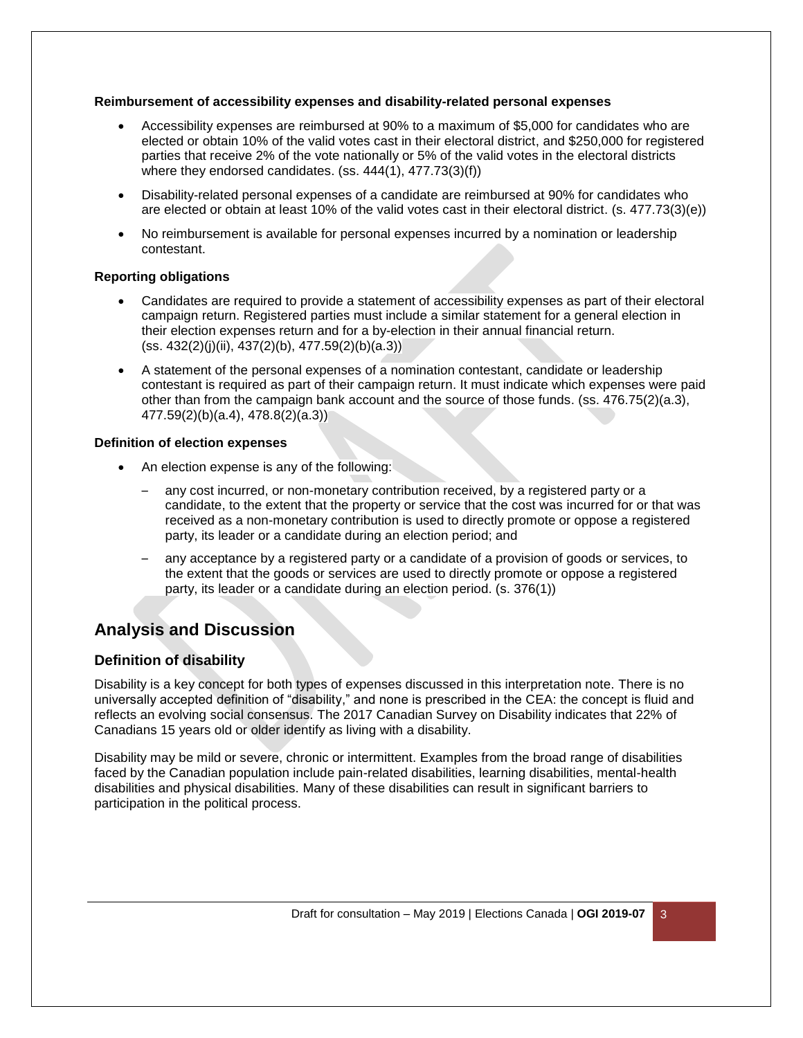#### Reimbursement of accessibility expenses and disability-related personal expenses

- Accessibility expenses are reimbursed at 90% to a maximum of $5,000 for candidates who are elected or obtain 10% of the valid votes cast in their electoral district, and $250,000 for registered parties that receive 2% of the vote nationally or 5% of the valid votes in the electoral districts where they endorsed candidates. (ss. 444(1), 477.73(3)(f))
- Disability-related personal expenses of a candidate are reimbursed at 90% for candidates who are elected or obtain at least 10% of the valid votes cast in their electoral district. (s. 477.73(3)(e))
- No reimbursement is available for personal expenses incurred by a nomination or leadership contestant.

#### Reporting obligations

- Candidates are required to provide a statement of accessibility expenses as part of their electoral campaign return. Registered parties must include a similar statement for a general election in their election expenses return and for a by-election in their annual financial return. (ss. 432(2)(j)(ii), 437(2)(b), 477.59(2)(b)(a.3))
- A statement of the personal expenses of a nomination contestant, candidate or leadership contestant is required as part of their campaign return. It must indicate which expenses were paid other than from the campaign bank account and the source of those funds. (ss. 476.75(2)(a.3), 477.59(2)(b)(a.4), 478.8(2)(a.3))

#### Definition of election expenses

- An election expense is any of the following:
  - any cost incurred, or non-monetary contribution received, by a registered party or a candidate, to the extent that the property or service that the cost was incurred for or that was received as a non-monetary contribution is used to directly promote or oppose a registered party, its leader or a candidate during an election period; and
  - any acceptance by a registered party or a candidate of a provision of goods or services, to the extent that the goods or services are used to directly promote or oppose a registered party, its leader or a candidate during an election period. (s. 376(1))

## Analysis and Discussion

### Definition of disability

Disability is a key concept for both types of expenses discussed in this interpretation note. There is no universally accepted definition of "disability," and none is prescribed in the CEA: the concept is fluid and reflects an evolving social consensus. The 2017 Canadian Survey on Disability indicates that 22% of Canadians 15 years old or older identify as living with a disability.

Disability may be mild or severe, chronic or intermittent. Examples from the broad range of disabilities faced by the Canadian population include pain-related disabilities, learning disabilities, mental-health disabilities and physical disabilities. Many of these disabilities can result in significant barriers to participation in the political process.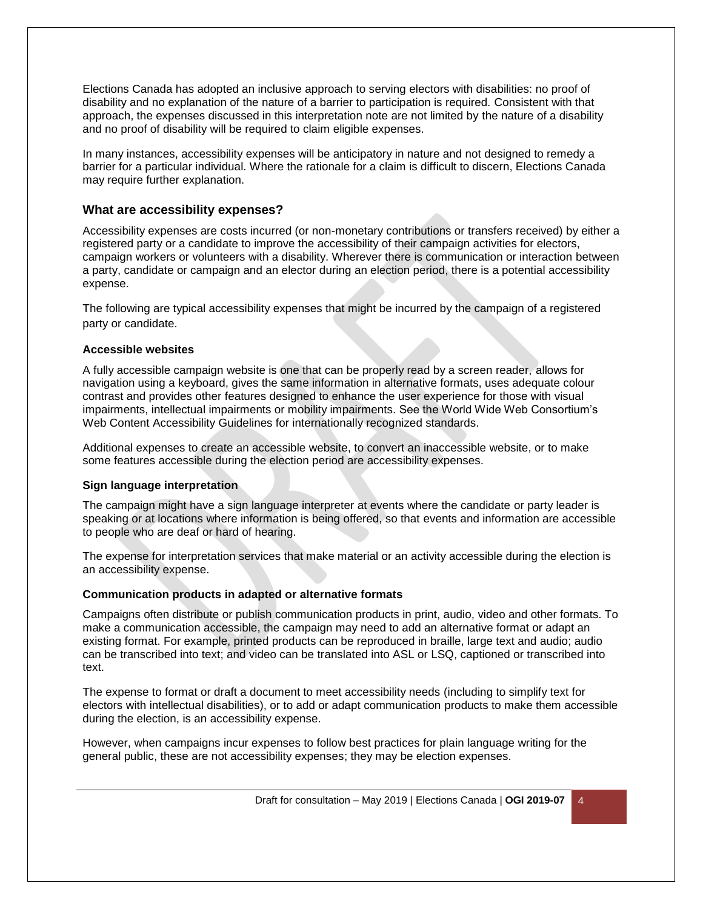Elections Canada has adopted an inclusive approach to serving electors with disabilities: no proof of disability and no explanation of the nature of a barrier to participation is required. Consistent with that approach, the expenses discussed in this interpretation note are not limited by the nature of a disability and no proof of disability will be required to claim eligible expenses.

In many instances, accessibility expenses will be anticipatory in nature and not designed to remedy a barrier for a particular individual. Where the rationale for a claim is difficult to discern, Elections Canada may require further explanation.

## What are accessibility expenses?

Accessibility expenses are costs incurred (or non-monetary contributions or transfers received) by either a registered party or a candidate to improve the accessibility of their campaign activities for electors, campaign workers or volunteers with a disability. Wherever there is communication or interaction between a party, candidate or campaign and an elector during an election period, there is a potential accessibility expense.

The following are typical accessibility expenses that might be incurred by the campaign of a registered party or candidate.

### Accessible websites

A fully accessible campaign website is one that can be properly read by a screen reader, allows for navigation using a keyboard, gives the same information in alternative formats, uses adequate colour contrast and provides other features designed to enhance the user experience for those with visual impairments, intellectual impairments or mobility impairments. See the World Wide Web Consortium's Web Content Accessibility Guidelines for internationally recognized standards.

Additional expenses to create an accessible website, to convert an inaccessible website, or to make some features accessible during the election period are accessibility expenses.

### Sign language interpretation

The campaign might have a sign language interpreter at events where the candidate or party leader is speaking or at locations where information is being offered, so that events and information are accessible to people who are deaf or hard of hearing.

The expense for interpretation services that make material or an activity accessible during the election is an accessibility expense.

### Communication products in adapted or alternative formats

Campaigns often distribute or publish communication products in print, audio, video and other formats. To make a communication accessible, the campaign may need to add an alternative format or adapt an existing format. For example, printed products can be reproduced in braille, large text and audio; audio can be transcribed into text; and video can be translated into ASL or LSQ, captioned or transcribed into text.

The expense to format or draft a document to meet accessibility needs (including to simplify text for electors with intellectual disabilities), or to add or adapt communication products to make them accessible during the election, is an accessibility expense.

However, when campaigns incur expenses to follow best practices for plain language writing for the general public, these are not accessibility expenses; they may be election expenses.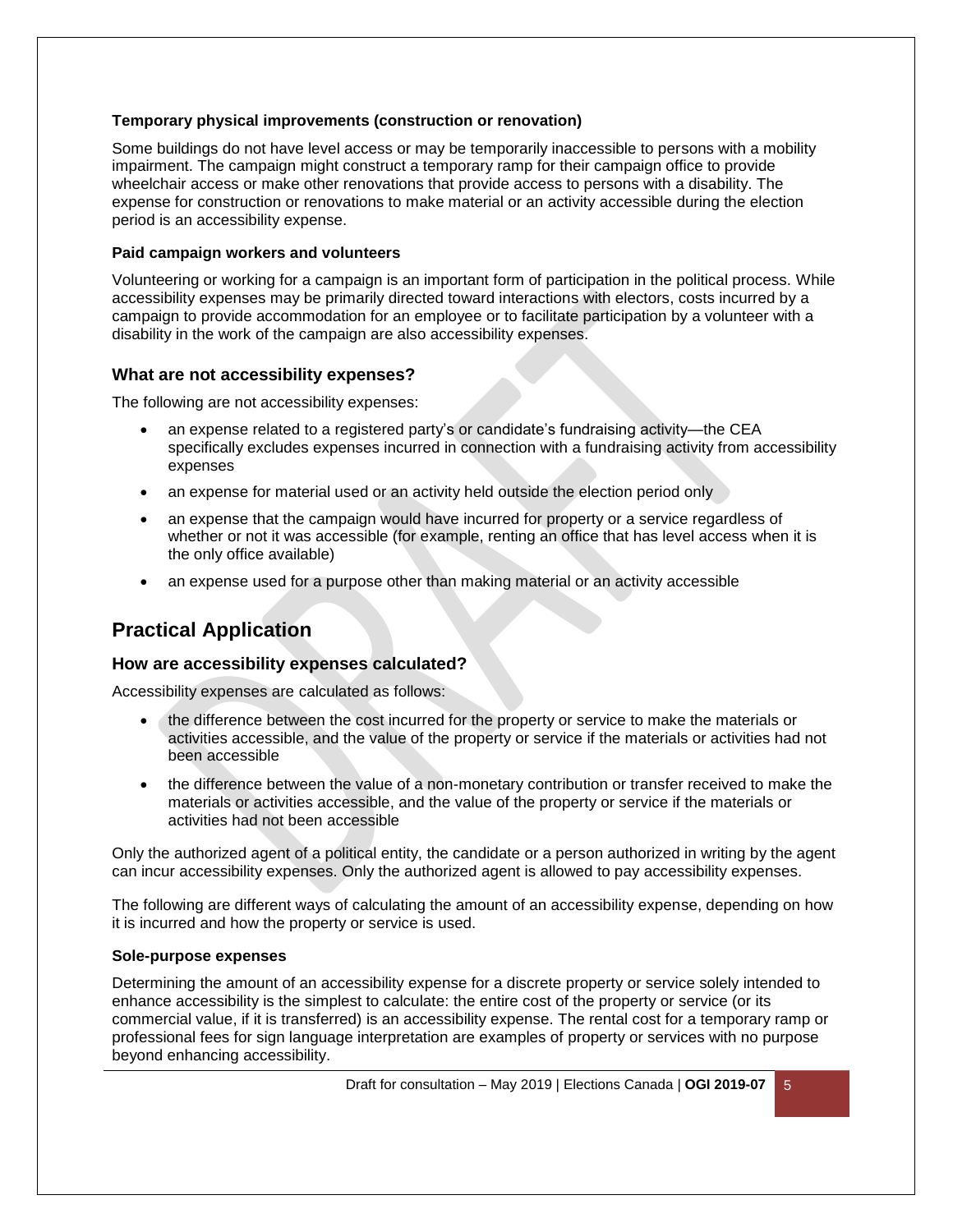#### Temporary physical improvements (construction or renovation)

Some buildings do not have level access or may be temporarily inaccessible to persons with a mobility impairment. The campaign might construct a temporary ramp for their campaign office to provide wheelchair access or make other renovations that provide access to persons with a disability. The expense for construction or renovations to make material or an activity accessible during the election period is an accessibility expense.

#### Paid campaign workers and volunteers

Volunteering or working for a campaign is an important form of participation in the political process. While accessibility expenses may be primarily directed toward interactions with electors, costs incurred by a campaign to provide accommodation for an employee or to facilitate participation by a volunteer with a disability in the work of the campaign are also accessibility expenses.

### What are not accessibility expenses?

The following are not accessibility expenses:

- an expense related to a registered party's or candidate's fundraising activity—the CEA specifically excludes expenses incurred in connection with a fundraising activity from accessibility expenses
- an expense for material used or an activity held outside the election period only
- an expense that the campaign would have incurred for property or a service regardless of whether or not it was accessible (for example, renting an office that has level access when it is the only office available)
- an expense used for a purpose other than making material or an activity accessible

## Practical Application

### How are accessibility expenses calculated?

Accessibility expenses are calculated as follows:

- the difference between the cost incurred for the property or service to make the materials or activities accessible, and the value of the property or service if the materials or activities had not been accessible
- the difference between the value of a non-monetary contribution or transfer received to make the materials or activities accessible, and the value of the property or service if the materials or activities had not been accessible

Only the authorized agent of a political entity, the candidate or a person authorized in writing by the agent can incur accessibility expenses. Only the authorized agent is allowed to pay accessibility expenses.

The following are different ways of calculating the amount of an accessibility expense, depending on how it is incurred and how the property or service is used.

#### Sole-purpose expenses

Determining the amount of an accessibility expense for a discrete property or service solely intended to enhance accessibility is the simplest to calculate: the entire cost of the property or service (or its commercial value, if it is transferred) is an accessibility expense. The rental cost for a temporary ramp or professional fees for sign language interpretation are examples of property or services with no purpose beyond enhancing accessibility.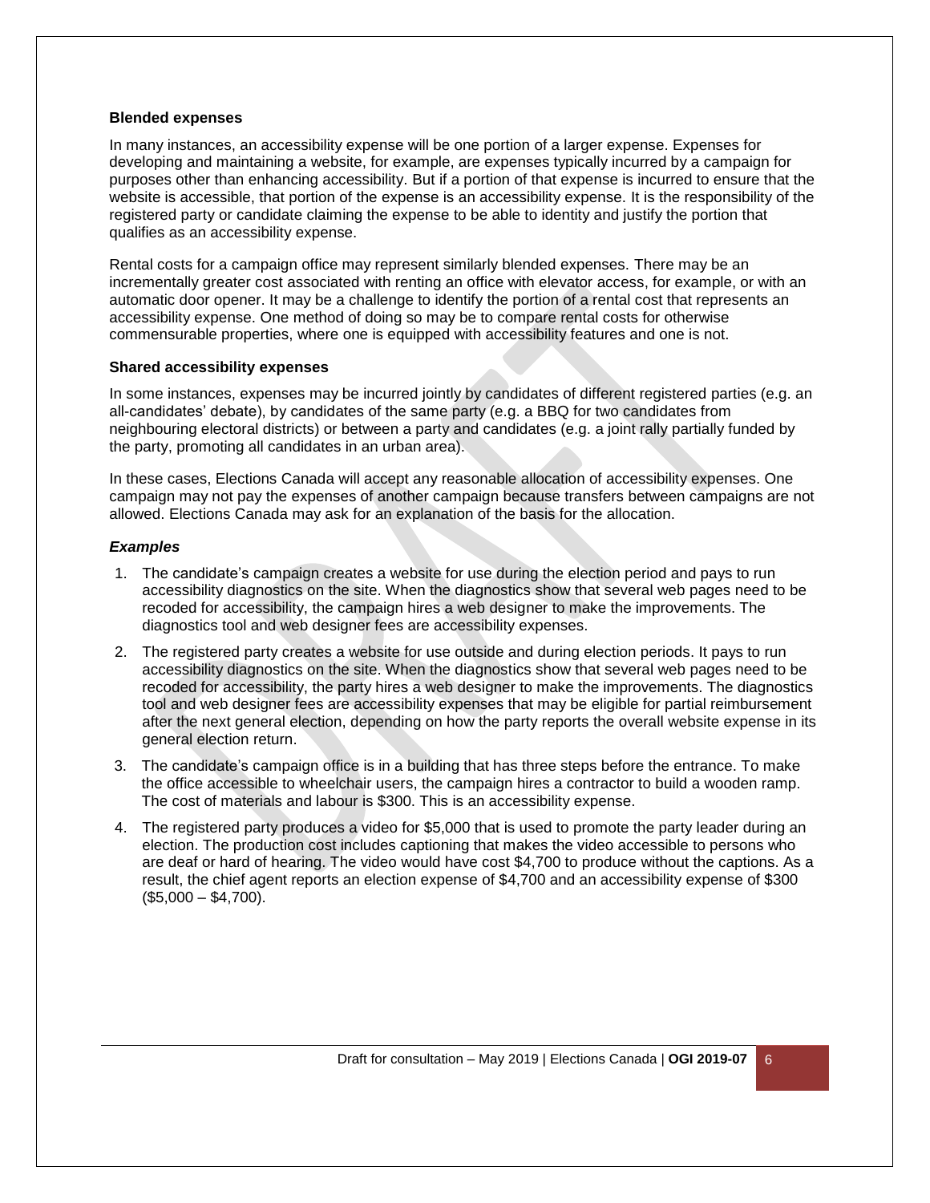### Blended expenses

In many instances, an accessibility expense will be one portion of a larger expense. Expenses for developing and maintaining a website, for example, are expenses typically incurred by a campaign for purposes other than enhancing accessibility. But if a portion of that expense is incurred to ensure that the website is accessible, that portion of the expense is an accessibility expense. It is the responsibility of the registered party or candidate claiming the expense to be able to identity and justify the portion that qualifies as an accessibility expense.

Rental costs for a campaign office may represent similarly blended expenses. There may be an incrementally greater cost associated with renting an office with elevator access, for example, or with an automatic door opener. It may be a challenge to identify the portion of a rental cost that represents an accessibility expense. One method of doing so may be to compare rental costs for otherwise commensurable properties, where one is equipped with accessibility features and one is not.

### Shared accessibility expenses

In some instances, expenses may be incurred jointly by candidates of different registered parties (e.g. an all-candidates' debate), by candidates of the same party (e.g. a BBQ for two candidates from neighbouring electoral districts) or between a party and candidates (e.g. a joint rally partially funded by the party, promoting all candidates in an urban area).

In these cases, Elections Canada will accept any reasonable allocation of accessibility expenses. One campaign may not pay the expenses of another campaign because transfers between campaigns are not allowed. Elections Canada may ask for an explanation of the basis for the allocation.

### *Examples*

1. The candidate's campaign creates a website for use during the election period and pays to run accessibility diagnostics on the site. When the diagnostics show that several web pages need to be recoded for accessibility, the campaign hires a web designer to make the improvements. The diagnostics tool and web designer fees are accessibility expenses.
2. The registered party creates a website for use outside and during election periods. It pays to run accessibility diagnostics on the site. When the diagnostics show that several web pages need to be recoded for accessibility, the party hires a web designer to make the improvements. The diagnostics tool and web designer fees are accessibility expenses that may be eligible for partial reimbursement after the next general election, depending on how the party reports the overall website expense in its general election return.
3. The candidate's campaign office is in a building that has three steps before the entrance. To make the office accessible to wheelchair users, the campaign hires a contractor to build a wooden ramp. The cost of materials and labour is $300. This is an accessibility expense.
4. The registered party produces a video for $5,000 that is used to promote the party leader during an election. The production cost includes captioning that makes the video accessible to persons who are deaf or hard of hearing. The video would have cost $4,700 to produce without the captions. As a result, the chief agent reports an election expense of $4,700 and an accessibility expense of $300 ($5,000 – $4,700).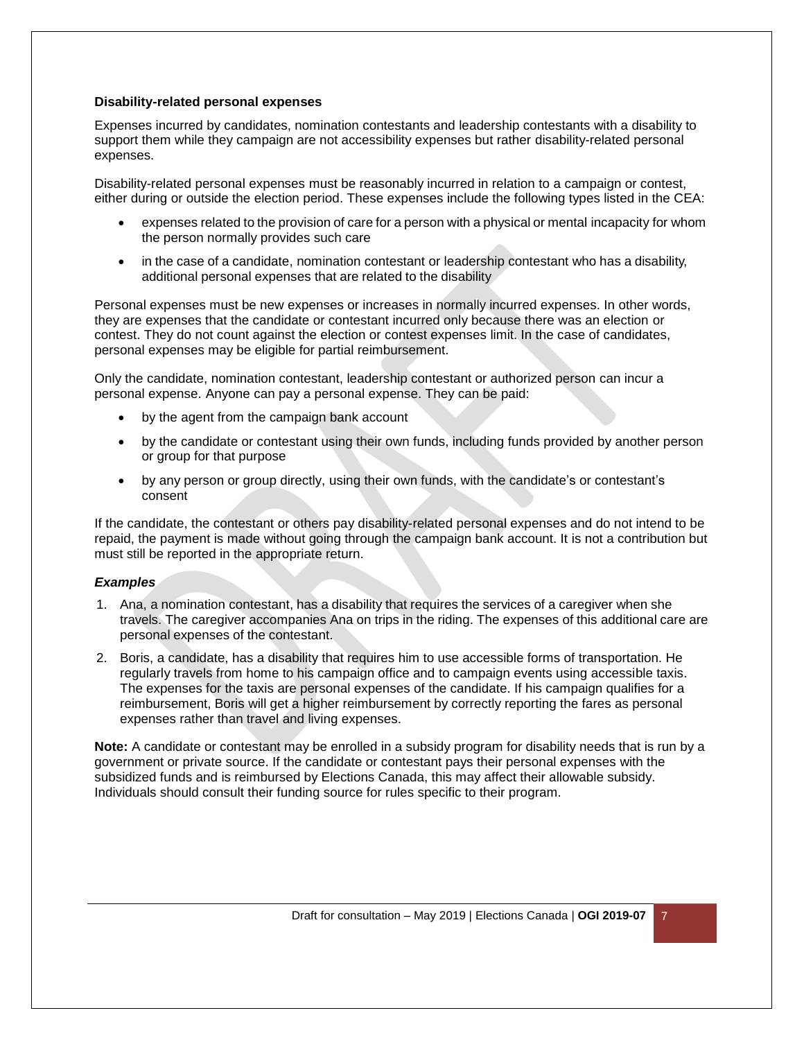### Disability-related personal expenses

Expenses incurred by candidates, nomination contestants and leadership contestants with a disability to support them while they campaign are not accessibility expenses but rather disability-related personal expenses.

Disability-related personal expenses must be reasonably incurred in relation to a campaign or contest, either during or outside the election period. These expenses include the following types listed in the CEA:

- expenses related to the provision of care for a person with a physical or mental incapacity for whom the person normally provides such care
- in the case of a candidate, nomination contestant or leadership contestant who has a disability, additional personal expenses that are related to the disability

Personal expenses must be new expenses or increases in normally incurred expenses. In other words, they are expenses that the candidate or contestant incurred only because there was an election or contest. They do not count against the election or contest expenses limit. In the case of candidates, personal expenses may be eligible for partial reimbursement.

Only the candidate, nomination contestant, leadership contestant or authorized person can incur a personal expense. Anyone can pay a personal expense. They can be paid:

- by the agent from the campaign bank account
- by the candidate or contestant using their own funds, including funds provided by another person or group for that purpose
- by any person or group directly, using their own funds, with the candidate's or contestant's consent

If the candidate, the contestant or others pay disability-related personal expenses and do not intend to be repaid, the payment is made without going through the campaign bank account. It is not a contribution but must still be reported in the appropriate return.

#### *Examples*

1. Ana, a nomination contestant, has a disability that requires the services of a caregiver when she travels. The caregiver accompanies Ana on trips in the riding. The expenses of this additional care are personal expenses of the contestant.
2. Boris, a candidate, has a disability that requires him to use accessible forms of transportation. He regularly travels from home to his campaign office and to campaign events using accessible taxis. The expenses for the taxis are personal expenses of the candidate. If his campaign qualifies for a reimbursement, Boris will get a higher reimbursement by correctly reporting the fares as personal expenses rather than travel and living expenses.

**Note:** A candidate or contestant may be enrolled in a subsidy program for disability needs that is run by a government or private source. If the candidate or contestant pays their personal expenses with the subsidized funds and is reimbursed by Elections Canada, this may affect their allowable subsidy. Individuals should consult their funding source for rules specific to their program.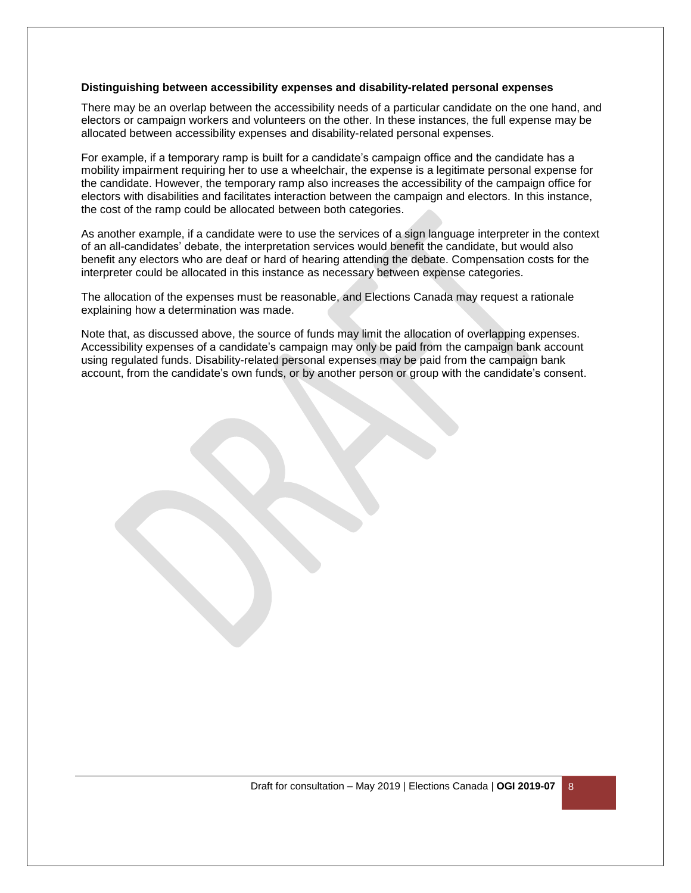**Distinguishing between accessibility expenses and disability-related personal expenses**

There may be an overlap between the accessibility needs of a particular candidate on the one hand, and electors or campaign workers and volunteers on the other. In these instances, the full expense may be allocated between accessibility expenses and disability-related personal expenses.

For example, if a temporary ramp is built for a candidate's campaign office and the candidate has a mobility impairment requiring her to use a wheelchair, the expense is a legitimate personal expense for the candidate. However, the temporary ramp also increases the accessibility of the campaign office for electors with disabilities and facilitates interaction between the campaign and electors. In this instance, the cost of the ramp could be allocated between both categories.

As another example, if a candidate were to use the services of a sign language interpreter in the context of an all-candidates' debate, the interpretation services would benefit the candidate, but would also benefit any electors who are deaf or hard of hearing attending the debate. Compensation costs for the interpreter could be allocated in this instance as necessary between expense categories.

The allocation of the expenses must be reasonable, and Elections Canada may request a rationale explaining how a determination was made.

Note that, as discussed above, the source of funds may limit the allocation of overlapping expenses. Accessibility expenses of a candidate's campaign may only be paid from the campaign bank account using regulated funds. Disability-related personal expenses may be paid from the campaign bank account, from the candidate's own funds, or by another person or group with the candidate's consent.